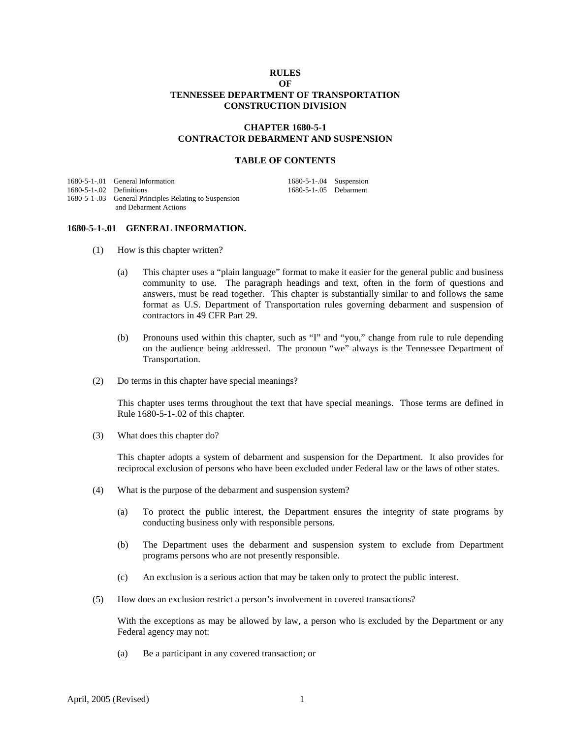# RULES
# OF
# TENNESSEE DEPARTMENT OF TRANSPORTATION
# CONSTRUCTION DIVISION

## CHAPTER 1680-5-1
## CONTRACTOR DEBARMENT AND SUSPENSION

### TABLE OF CONTENTS

| | | | |
|---|---|---|---|
| 1680-5-1-.01 | General Information | 1680-5-1-.04 | Suspension |
| 1680-5-1-.02 | Definitions | 1680-5-1-.05 | Debarment |
| 1680-5-1-.03 | General Principles Relating to Suspension and Debarment Actions | | |

### 1680-5-1-.01 GENERAL INFORMATION.

(1) How is this chapter written?

(a) This chapter uses a "plain language" format to make it easier for the general public and business community to use. The paragraph headings and text, often in the form of questions and answers, must be read together. This chapter is substantially similar to and follows the same format as U.S. Department of Transportation rules governing debarment and suspension of contractors in 49 CFR Part 29.

(b) Pronouns used within this chapter, such as "I" and "you," change from rule to rule depending on the audience being addressed. The pronoun "we" always is the Tennessee Department of Transportation.

(2) Do terms in this chapter have special meanings?

This chapter uses terms throughout the text that have special meanings. Those terms are defined in Rule 1680-5-1-.02 of this chapter.

(3) What does this chapter do?

This chapter adopts a system of debarment and suspension for the Department. It also provides for reciprocal exclusion of persons who have been excluded under Federal law or the laws of other states.

(4) What is the purpose of the debarment and suspension system?

(a) To protect the public interest, the Department ensures the integrity of state programs by conducting business only with responsible persons.

(b) The Department uses the debarment and suspension system to exclude from Department programs persons who are not presently responsible.

(c) An exclusion is a serious action that may be taken only to protect the public interest.

(5) How does an exclusion restrict a person's involvement in covered transactions?

With the exceptions as may be allowed by law, a person who is excluded by the Department or any Federal agency may not:

(a) Be a participant in any covered transaction; or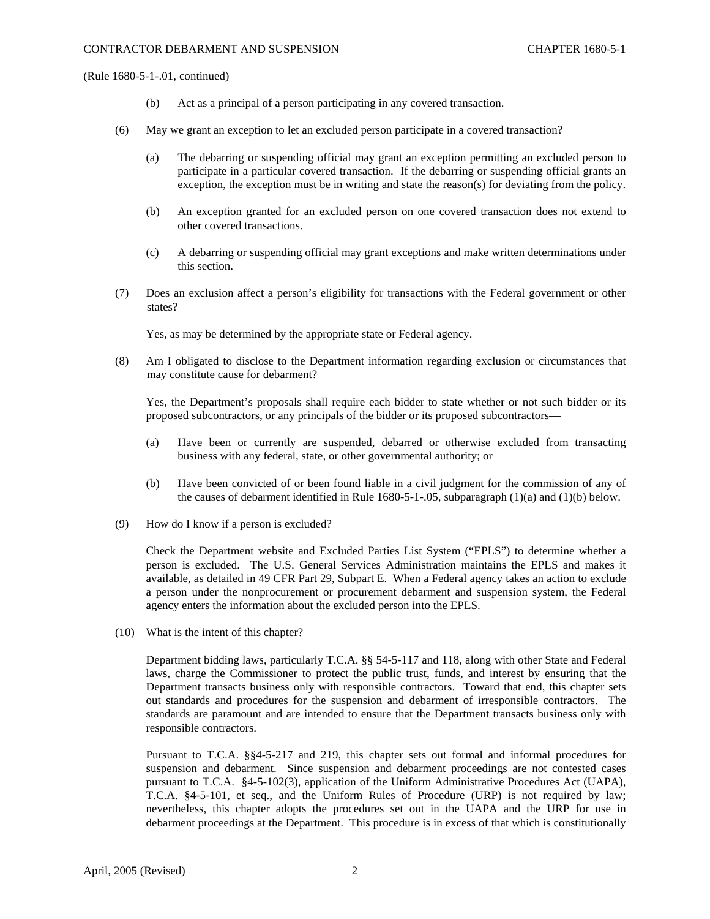(Rule 1680-5-1-.01, continued)

(b) Act as a principal of a person participating in any covered transaction.

(6) May we grant an exception to let an excluded person participate in a covered transaction?

(a) The debarring or suspending official may grant an exception permitting an excluded person to participate in a particular covered transaction. If the debarring or suspending official grants an exception, the exception must be in writing and state the reason(s) for deviating from the policy.

(b) An exception granted for an excluded person on one covered transaction does not extend to other covered transactions.

(c) A debarring or suspending official may grant exceptions and make written determinations under this section.

(7) Does an exclusion affect a person's eligibility for transactions with the Federal government or other states?

Yes, as may be determined by the appropriate state or Federal agency.

(8) Am I obligated to disclose to the Department information regarding exclusion or circumstances that may constitute cause for debarment?

Yes, the Department's proposals shall require each bidder to state whether or not such bidder or its proposed subcontractors, or any principals of the bidder or its proposed subcontractors—

(a) Have been or currently are suspended, debarred or otherwise excluded from transacting business with any federal, state, or other governmental authority; or

(b) Have been convicted of or been found liable in a civil judgment for the commission of any of the causes of debarment identified in Rule 1680-5-1-.05, subparagraph (1)(a) and (1)(b) below.

(9) How do I know if a person is excluded?

Check the Department website and Excluded Parties List System ("EPLS") to determine whether a person is excluded. The U.S. General Services Administration maintains the EPLS and makes it available, as detailed in 49 CFR Part 29, Subpart E. When a Federal agency takes an action to exclude a person under the nonprocurement or procurement debarment and suspension system, the Federal agency enters the information about the excluded person into the EPLS.

(10) What is the intent of this chapter?

Department bidding laws, particularly T.C.A. §§ 54-5-117 and 118, along with other State and Federal laws, charge the Commissioner to protect the public trust, funds, and interest by ensuring that the Department transacts business only with responsible contractors. Toward that end, this chapter sets out standards and procedures for the suspension and debarment of irresponsible contractors. The standards are paramount and are intended to ensure that the Department transacts business only with responsible contractors.

Pursuant to T.C.A. §§4-5-217 and 219, this chapter sets out formal and informal procedures for suspension and debarment. Since suspension and debarment proceedings are not contested cases pursuant to T.C.A. §4-5-102(3), application of the Uniform Administrative Procedures Act (UAPA), T.C.A. §4-5-101, et seq., and the Uniform Rules of Procedure (URP) is not required by law; nevertheless, this chapter adopts the procedures set out in the UAPA and the URP for use in debarment proceedings at the Department. This procedure is in excess of that which is constitutionally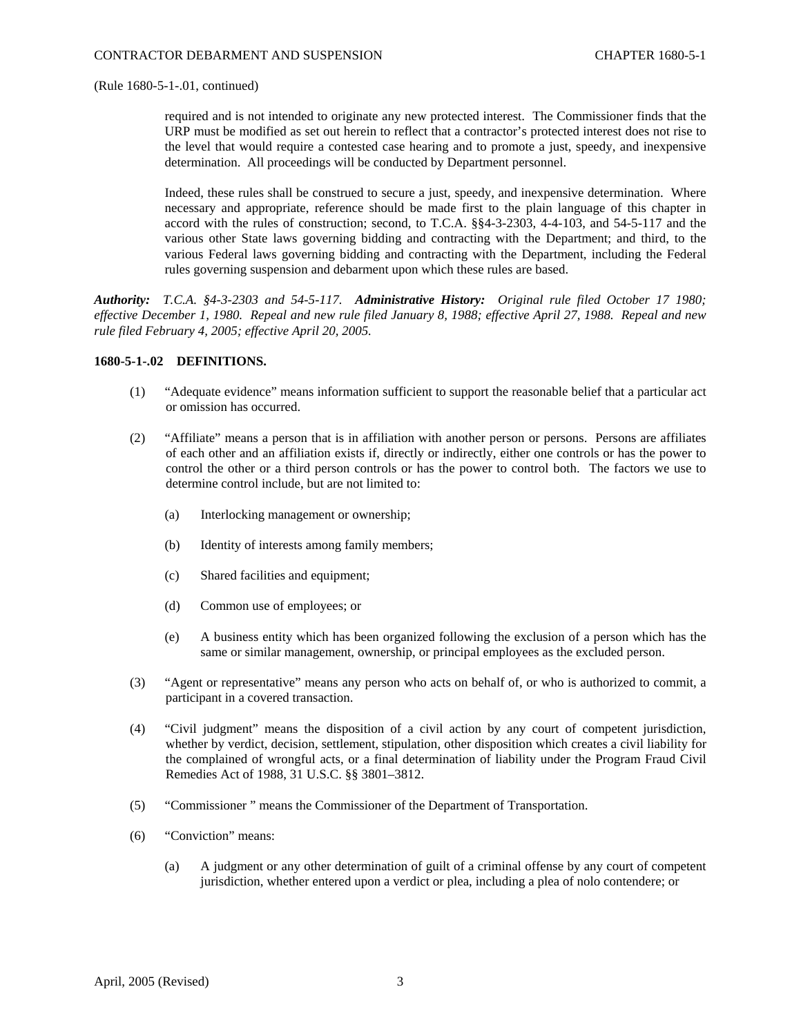(Rule 1680-5-1-.01, continued)

required and is not intended to originate any new protected interest. The Commissioner finds that the URP must be modified as set out herein to reflect that a contractor's protected interest does not rise to the level that would require a contested case hearing and to promote a just, speedy, and inexpensive determination. All proceedings will be conducted by Department personnel.

Indeed, these rules shall be construed to secure a just, speedy, and inexpensive determination. Where necessary and appropriate, reference should be made first to the plain language of this chapter in accord with the rules of construction; second, to T.C.A. §§4-3-2303, 4-4-103, and 54-5-117 and the various other State laws governing bidding and contracting with the Department; and third, to the various Federal laws governing bidding and contracting with the Department, including the Federal rules governing suspension and debarment upon which these rules are based.

***Authority:*** *T.C.A. §4-3-2303 and 54-5-117.* ***Administrative History:*** *Original rule filed October 17 1980; effective December 1, 1980. Repeal and new rule filed January 8, 1988; effective April 27, 1988. Repeal and new rule filed February 4, 2005; effective April 20, 2005.*

**1680-5-1-.02 DEFINITIONS.**

(1) "Adequate evidence" means information sufficient to support the reasonable belief that a particular act or omission has occurred.

(2) "Affiliate" means a person that is in affiliation with another person or persons. Persons are affiliates of each other and an affiliation exists if, directly or indirectly, either one controls or has the power to control the other or a third person controls or has the power to control both. The factors we use to determine control include, but are not limited to:

(a) Interlocking management or ownership;

(b) Identity of interests among family members;

(c) Shared facilities and equipment;

(d) Common use of employees; or

(e) A business entity which has been organized following the exclusion of a person which has the same or similar management, ownership, or principal employees as the excluded person.

(3) "Agent or representative" means any person who acts on behalf of, or who is authorized to commit, a participant in a covered transaction.

(4) "Civil judgment" means the disposition of a civil action by any court of competent jurisdiction, whether by verdict, decision, settlement, stipulation, other disposition which creates a civil liability for the complained of wrongful acts, or a final determination of liability under the Program Fraud Civil Remedies Act of 1988, 31 U.S.C. §§ 3801–3812.

(5) "Commissioner " means the Commissioner of the Department of Transportation.

(6) "Conviction" means:

(a) A judgment or any other determination of guilt of a criminal offense by any court of competent jurisdiction, whether entered upon a verdict or plea, including a plea of nolo contendere; or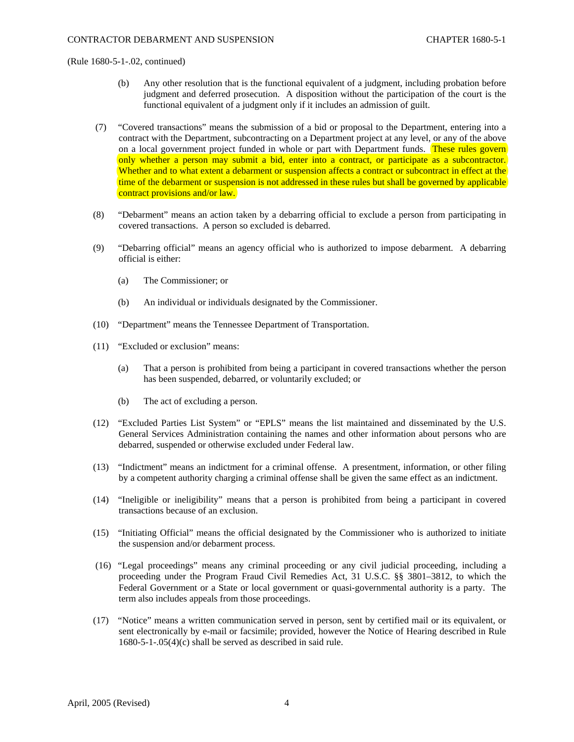(Rule 1680-5-1-.02, continued)

(b) Any other resolution that is the functional equivalent of a judgment, including probation before judgment and deferred prosecution. A disposition without the participation of the court is the functional equivalent of a judgment only if it includes an admission of guilt.

(7) "Covered transactions" means the submission of a bid or proposal to the Department, entering into a contract with the Department, subcontracting on a Department project at any level, or any of the above on a local government project funded in whole or part with Department funds. These rules govern only whether a person may submit a bid, enter into a contract, or participate as a subcontractor. Whether and to what extent a debarment or suspension affects a contract or subcontract in effect at the time of the debarment or suspension is not addressed in these rules but shall be governed by applicable contract provisions and/or law.

(8) "Debarment" means an action taken by a debarring official to exclude a person from participating in covered transactions. A person so excluded is debarred.

(9) "Debarring official" means an agency official who is authorized to impose debarment. A debarring official is either:

(a) The Commissioner; or

(b) An individual or individuals designated by the Commissioner.

(10) "Department" means the Tennessee Department of Transportation.

(11) "Excluded or exclusion" means:

(a) That a person is prohibited from being a participant in covered transactions whether the person has been suspended, debarred, or voluntarily excluded; or

(b) The act of excluding a person.

(12) "Excluded Parties List System" or "EPLS" means the list maintained and disseminated by the U.S. General Services Administration containing the names and other information about persons who are debarred, suspended or otherwise excluded under Federal law.

(13) "Indictment" means an indictment for a criminal offense. A presentment, information, or other filing by a competent authority charging a criminal offense shall be given the same effect as an indictment.

(14) "Ineligible or ineligibility" means that a person is prohibited from being a participant in covered transactions because of an exclusion.

(15) "Initiating Official" means the official designated by the Commissioner who is authorized to initiate the suspension and/or debarment process.

(16) "Legal proceedings" means any criminal proceeding or any civil judicial proceeding, including a proceeding under the Program Fraud Civil Remedies Act, 31 U.S.C. §§ 3801–3812, to which the Federal Government or a State or local government or quasi-governmental authority is a party. The term also includes appeals from those proceedings.

(17) "Notice" means a written communication served in person, sent by certified mail or its equivalent, or sent electronically by e-mail or facsimile; provided, however the Notice of Hearing described in Rule 1680-5-1-.05(4)(c) shall be served as described in said rule.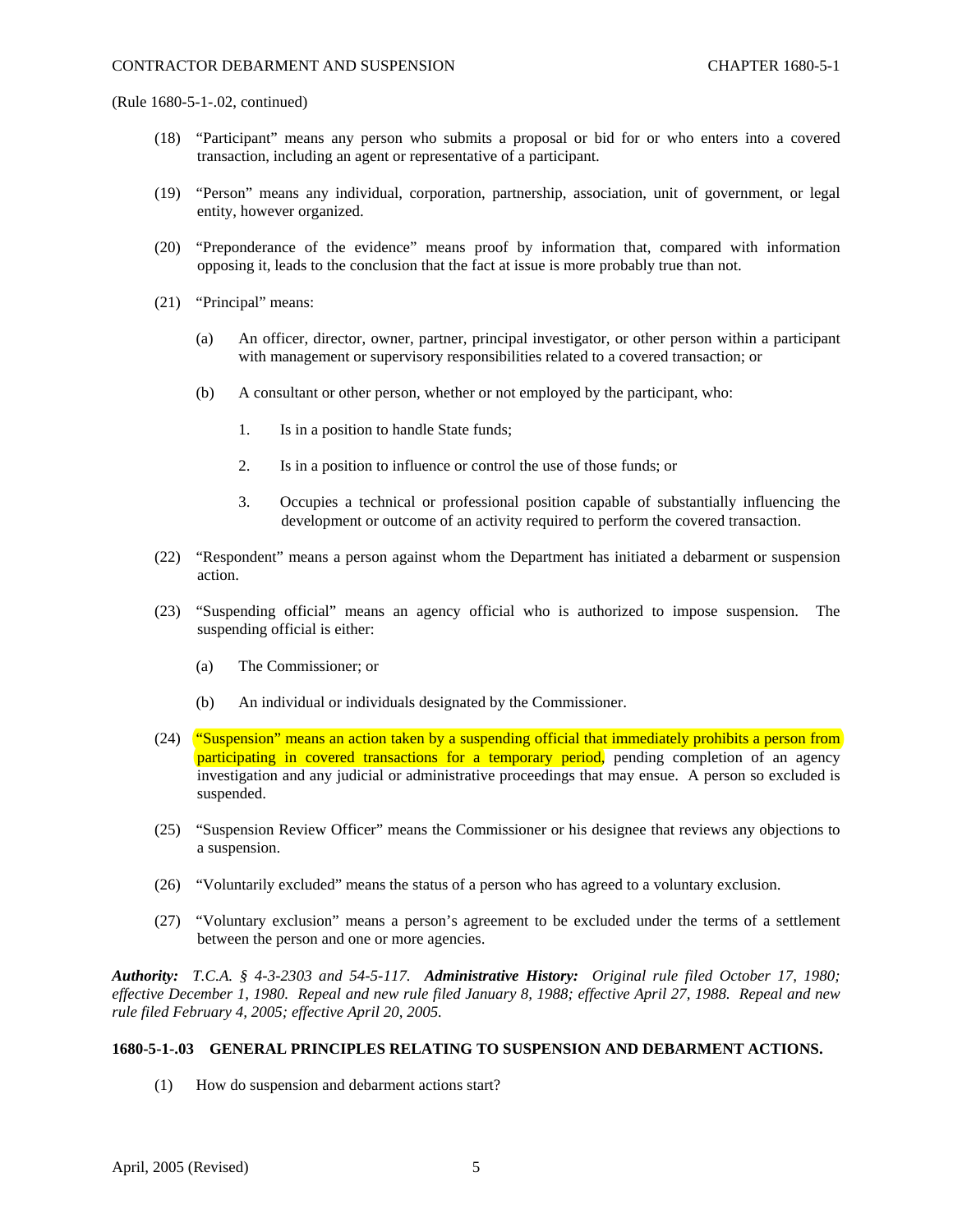(Rule 1680-5-1-.02, continued)

(18) "Participant" means any person who submits a proposal or bid for or who enters into a covered transaction, including an agent or representative of a participant.

(19) "Person" means any individual, corporation, partnership, association, unit of government, or legal entity, however organized.

(20) "Preponderance of the evidence" means proof by information that, compared with information opposing it, leads to the conclusion that the fact at issue is more probably true than not.

(21) "Principal" means:

(a) An officer, director, owner, partner, principal investigator, or other person within a participant with management or supervisory responsibilities related to a covered transaction; or

(b) A consultant or other person, whether or not employed by the participant, who:

1. Is in a position to handle State funds;

2. Is in a position to influence or control the use of those funds; or

3. Occupies a technical or professional position capable of substantially influencing the development or outcome of an activity required to perform the covered transaction.

(22) "Respondent" means a person against whom the Department has initiated a debarment or suspension action.

(23) "Suspending official" means an agency official who is authorized to impose suspension. The suspending official is either:

(a) The Commissioner; or

(b) An individual or individuals designated by the Commissioner.

(24) "Suspension" means an action taken by a suspending official that immediately prohibits a person from participating in covered transactions for a temporary period, pending completion of an agency investigation and any judicial or administrative proceedings that may ensue. A person so excluded is suspended.

(25) "Suspension Review Officer" means the Commissioner or his designee that reviews any objections to a suspension.

(26) "Voluntarily excluded" means the status of a person who has agreed to a voluntary exclusion.

(27) "Voluntary exclusion" means a person's agreement to be excluded under the terms of a settlement between the person and one or more agencies.

***Authority:*** *T.C.A. § 4-3-2303 and 54-5-117.* ***Administrative History:*** *Original rule filed October 17, 1980; effective December 1, 1980. Repeal and new rule filed January 8, 1988; effective April 27, 1988. Repeal and new rule filed February 4, 2005; effective April 20, 2005.*

**1680-5-1-.03 GENERAL PRINCIPLES RELATING TO SUSPENSION AND DEBARMENT ACTIONS.**

(1) How do suspension and debarment actions start?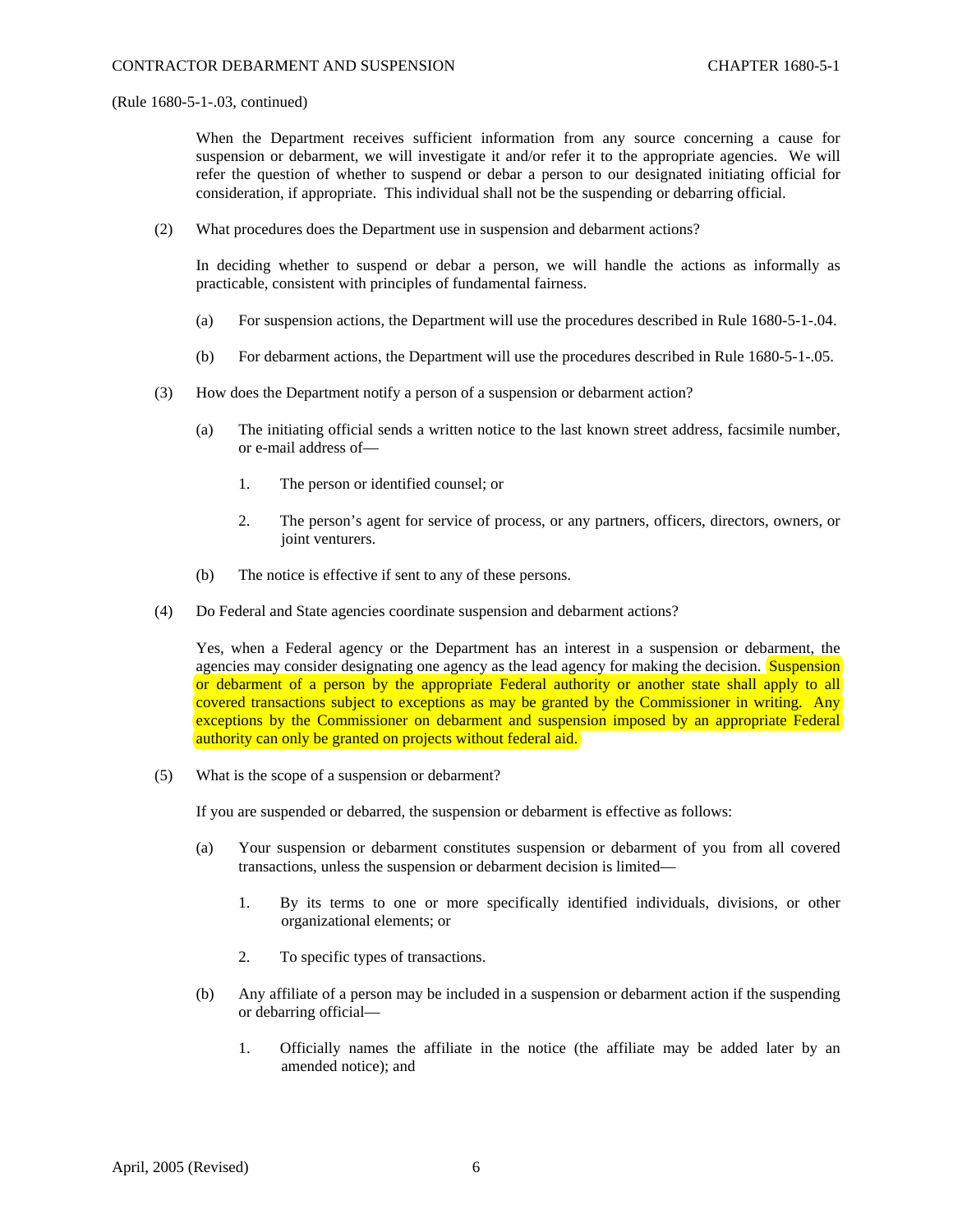(Rule 1680-5-1-.03, continued)

When the Department receives sufficient information from any source concerning a cause for suspension or debarment, we will investigate it and/or refer it to the appropriate agencies. We will refer the question of whether to suspend or debar a person to our designated initiating official for consideration, if appropriate. This individual shall not be the suspending or debarring official.

(2) What procedures does the Department use in suspension and debarment actions?

In deciding whether to suspend or debar a person, we will handle the actions as informally as practicable, consistent with principles of fundamental fairness.

(a) For suspension actions, the Department will use the procedures described in Rule 1680-5-1-.04.

(b) For debarment actions, the Department will use the procedures described in Rule 1680-5-1-.05.

(3) How does the Department notify a person of a suspension or debarment action?

(a) The initiating official sends a written notice to the last known street address, facsimile number, or e-mail address of—

1. The person or identified counsel; or

2. The person's agent for service of process, or any partners, officers, directors, owners, or joint venturers.

(b) The notice is effective if sent to any of these persons.

(4) Do Federal and State agencies coordinate suspension and debarment actions?

Yes, when a Federal agency or the Department has an interest in a suspension or debarment, the agencies may consider designating one agency as the lead agency for making the decision. Suspension or debarment of a person by the appropriate Federal authority or another state shall apply to all covered transactions subject to exceptions as may be granted by the Commissioner in writing. Any exceptions by the Commissioner on debarment and suspension imposed by an appropriate Federal authority can only be granted on projects without federal aid.

(5) What is the scope of a suspension or debarment?

If you are suspended or debarred, the suspension or debarment is effective as follows:

(a) Your suspension or debarment constitutes suspension or debarment of you from all covered transactions, unless the suspension or debarment decision is limited—

1. By its terms to one or more specifically identified individuals, divisions, or other organizational elements; or

2. To specific types of transactions.

(b) Any affiliate of a person may be included in a suspension or debarment action if the suspending or debarring official—

1. Officially names the affiliate in the notice (the affiliate may be added later by an amended notice); and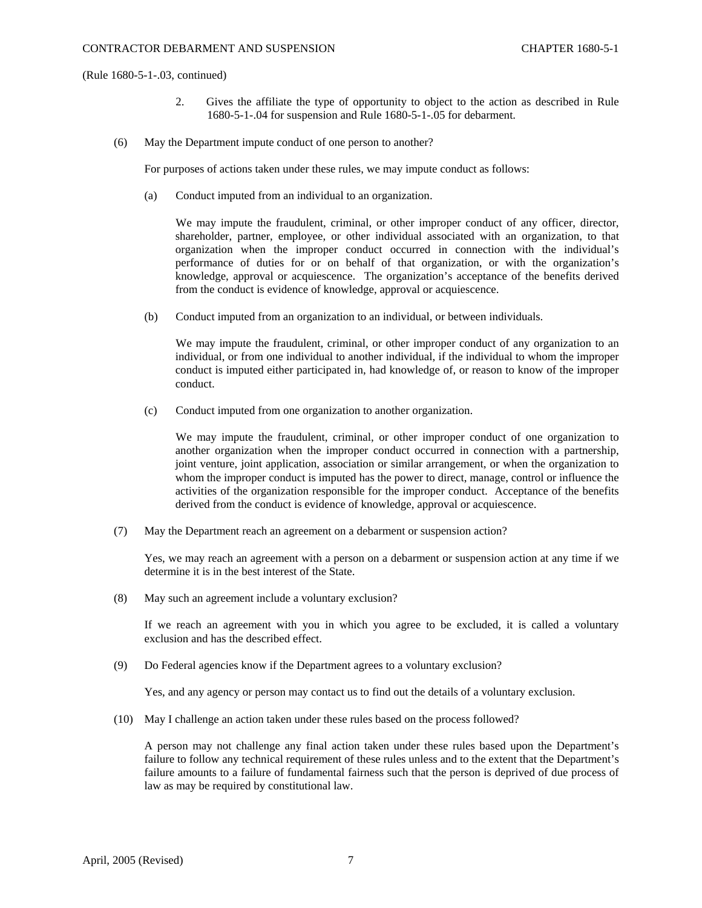(Rule 1680-5-1-.03, continued)

2. Gives the affiliate the type of opportunity to object to the action as described in Rule 1680-5-1-.04 for suspension and Rule 1680-5-1-.05 for debarment.

(6) May the Department impute conduct of one person to another?

For purposes of actions taken under these rules, we may impute conduct as follows:

(a) Conduct imputed from an individual to an organization.

We may impute the fraudulent, criminal, or other improper conduct of any officer, director, shareholder, partner, employee, or other individual associated with an organization, to that organization when the improper conduct occurred in connection with the individual's performance of duties for or on behalf of that organization, or with the organization's knowledge, approval or acquiescence. The organization's acceptance of the benefits derived from the conduct is evidence of knowledge, approval or acquiescence.

(b) Conduct imputed from an organization to an individual, or between individuals.

We may impute the fraudulent, criminal, or other improper conduct of any organization to an individual, or from one individual to another individual, if the individual to whom the improper conduct is imputed either participated in, had knowledge of, or reason to know of the improper conduct.

(c) Conduct imputed from one organization to another organization.

We may impute the fraudulent, criminal, or other improper conduct of one organization to another organization when the improper conduct occurred in connection with a partnership, joint venture, joint application, association or similar arrangement, or when the organization to whom the improper conduct is imputed has the power to direct, manage, control or influence the activities of the organization responsible for the improper conduct. Acceptance of the benefits derived from the conduct is evidence of knowledge, approval or acquiescence.

(7) May the Department reach an agreement on a debarment or suspension action?

Yes, we may reach an agreement with a person on a debarment or suspension action at any time if we determine it is in the best interest of the State.

(8) May such an agreement include a voluntary exclusion?

If we reach an agreement with you in which you agree to be excluded, it is called a voluntary exclusion and has the described effect.

(9) Do Federal agencies know if the Department agrees to a voluntary exclusion?

Yes, and any agency or person may contact us to find out the details of a voluntary exclusion.

(10) May I challenge an action taken under these rules based on the process followed?

A person may not challenge any final action taken under these rules based upon the Department's failure to follow any technical requirement of these rules unless and to the extent that the Department's failure amounts to a failure of fundamental fairness such that the person is deprived of due process of law as may be required by constitutional law.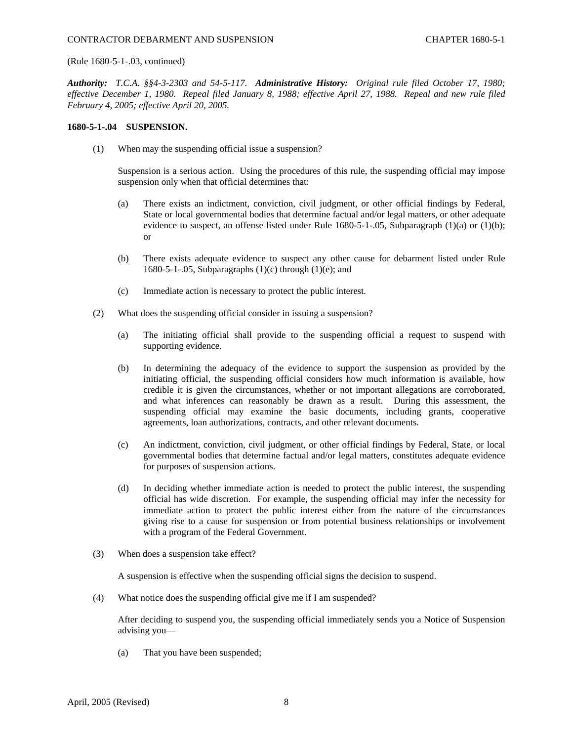(Rule 1680-5-1-.03, continued)

***Authority:*** *T.C.A. §§4-3-2303 and 54-5-117.* ***Administrative History:*** *Original rule filed October 17, 1980; effective December 1, 1980. Repeal filed January 8, 1988; effective April 27, 1988. Repeal and new rule filed February 4, 2005; effective April 20, 2005.*

**1680-5-1-.04 SUSPENSION.**

(1) When may the suspending official issue a suspension?

Suspension is a serious action. Using the procedures of this rule, the suspending official may impose suspension only when that official determines that:

(a) There exists an indictment, conviction, civil judgment, or other official findings by Federal, State or local governmental bodies that determine factual and/or legal matters, or other adequate evidence to suspect, an offense listed under Rule 1680-5-1-.05, Subparagraph (1)(a) or (1)(b); or

(b) There exists adequate evidence to suspect any other cause for debarment listed under Rule 1680-5-1-.05, Subparagraphs (1)(c) through (1)(e); and

(c) Immediate action is necessary to protect the public interest.

(2) What does the suspending official consider in issuing a suspension?

(a) The initiating official shall provide to the suspending official a request to suspend with supporting evidence.

(b) In determining the adequacy of the evidence to support the suspension as provided by the initiating official, the suspending official considers how much information is available, how credible it is given the circumstances, whether or not important allegations are corroborated, and what inferences can reasonably be drawn as a result. During this assessment, the suspending official may examine the basic documents, including grants, cooperative agreements, loan authorizations, contracts, and other relevant documents.

(c) An indictment, conviction, civil judgment, or other official findings by Federal, State, or local governmental bodies that determine factual and/or legal matters, constitutes adequate evidence for purposes of suspension actions.

(d) In deciding whether immediate action is needed to protect the public interest, the suspending official has wide discretion. For example, the suspending official may infer the necessity for immediate action to protect the public interest either from the nature of the circumstances giving rise to a cause for suspension or from potential business relationships or involvement with a program of the Federal Government.

(3) When does a suspension take effect?

A suspension is effective when the suspending official signs the decision to suspend.

(4) What notice does the suspending official give me if I am suspended?

After deciding to suspend you, the suspending official immediately sends you a Notice of Suspension advising you—

(a) That you have been suspended;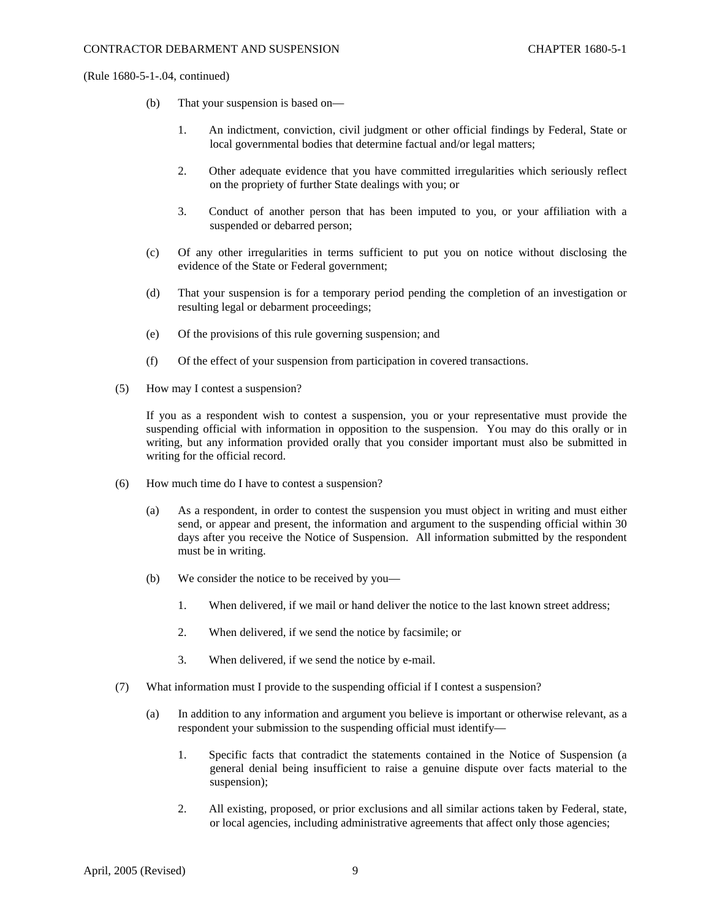(Rule 1680-5-1-.04, continued)

(b) That your suspension is based on—

1. An indictment, conviction, civil judgment or other official findings by Federal, State or local governmental bodies that determine factual and/or legal matters;

2. Other adequate evidence that you have committed irregularities which seriously reflect on the propriety of further State dealings with you; or

3. Conduct of another person that has been imputed to you, or your affiliation with a suspended or debarred person;

(c) Of any other irregularities in terms sufficient to put you on notice without disclosing the evidence of the State or Federal government;

(d) That your suspension is for a temporary period pending the completion of an investigation or resulting legal or debarment proceedings;

(e) Of the provisions of this rule governing suspension; and

(f) Of the effect of your suspension from participation in covered transactions.

(5) How may I contest a suspension?

If you as a respondent wish to contest a suspension, you or your representative must provide the suspending official with information in opposition to the suspension. You may do this orally or in writing, but any information provided orally that you consider important must also be submitted in writing for the official record.

(6) How much time do I have to contest a suspension?

(a) As a respondent, in order to contest the suspension you must object in writing and must either send, or appear and present, the information and argument to the suspending official within 30 days after you receive the Notice of Suspension. All information submitted by the respondent must be in writing.

(b) We consider the notice to be received by you—

1. When delivered, if we mail or hand deliver the notice to the last known street address;

2. When delivered, if we send the notice by facsimile; or

3. When delivered, if we send the notice by e-mail.

(7) What information must I provide to the suspending official if I contest a suspension?

(a) In addition to any information and argument you believe is important or otherwise relevant, as a respondent your submission to the suspending official must identify—

1. Specific facts that contradict the statements contained in the Notice of Suspension (a general denial being insufficient to raise a genuine dispute over facts material to the suspension);

2. All existing, proposed, or prior exclusions and all similar actions taken by Federal, state, or local agencies, including administrative agreements that affect only those agencies;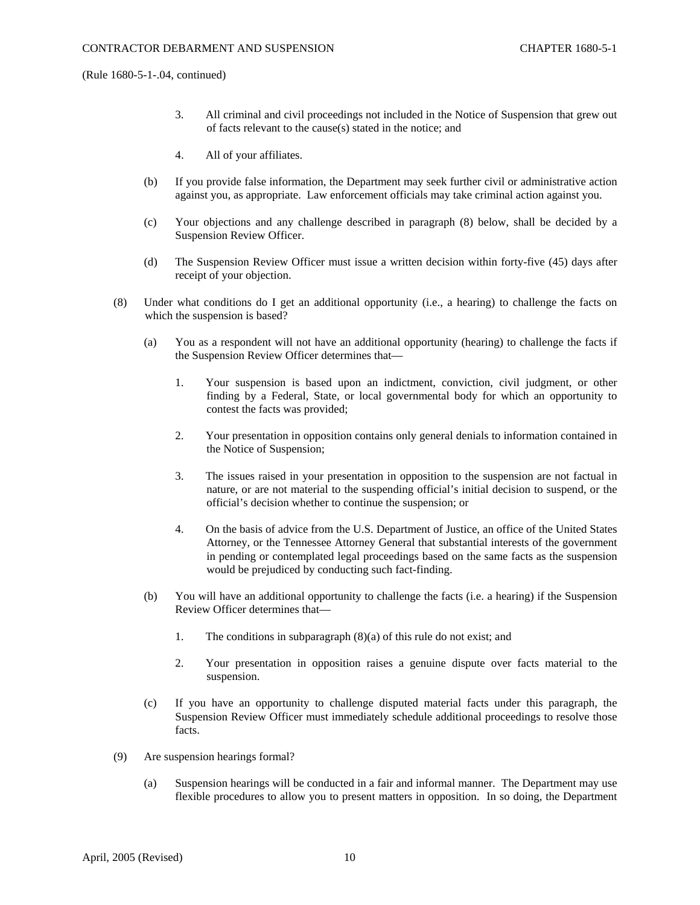(Rule 1680-5-1-.04, continued)

3. All criminal and civil proceedings not included in the Notice of Suspension that grew out of facts relevant to the cause(s) stated in the notice; and

4. All of your affiliates.

(b) If you provide false information, the Department may seek further civil or administrative action against you, as appropriate. Law enforcement officials may take criminal action against you.

(c) Your objections and any challenge described in paragraph (8) below, shall be decided by a Suspension Review Officer.

(d) The Suspension Review Officer must issue a written decision within forty-five (45) days after receipt of your objection.

(8) Under what conditions do I get an additional opportunity (i.e., a hearing) to challenge the facts on which the suspension is based?

(a) You as a respondent will not have an additional opportunity (hearing) to challenge the facts if the Suspension Review Officer determines that—

1. Your suspension is based upon an indictment, conviction, civil judgment, or other finding by a Federal, State, or local governmental body for which an opportunity to contest the facts was provided;

2. Your presentation in opposition contains only general denials to information contained in the Notice of Suspension;

3. The issues raised in your presentation in opposition to the suspension are not factual in nature, or are not material to the suspending official's initial decision to suspend, or the official's decision whether to continue the suspension; or

4. On the basis of advice from the U.S. Department of Justice, an office of the United States Attorney, or the Tennessee Attorney General that substantial interests of the government in pending or contemplated legal proceedings based on the same facts as the suspension would be prejudiced by conducting such fact-finding.

(b) You will have an additional opportunity to challenge the facts (i.e. a hearing) if the Suspension Review Officer determines that—

1. The conditions in subparagraph (8)(a) of this rule do not exist; and

2. Your presentation in opposition raises a genuine dispute over facts material to the suspension.

(c) If you have an opportunity to challenge disputed material facts under this paragraph, the Suspension Review Officer must immediately schedule additional proceedings to resolve those facts.

(9) Are suspension hearings formal?

(a) Suspension hearings will be conducted in a fair and informal manner. The Department may use flexible procedures to allow you to present matters in opposition. In so doing, the Department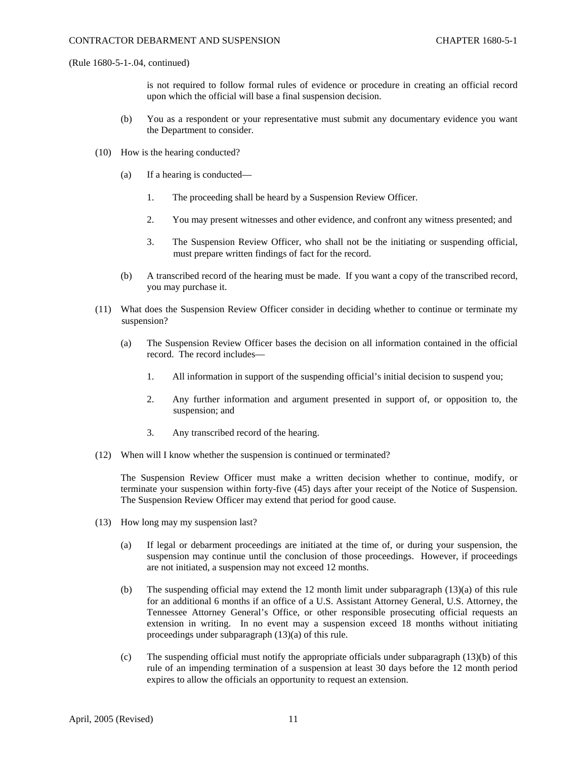(Rule 1680-5-1-.04, continued)

is not required to follow formal rules of evidence or procedure in creating an official record upon which the official will base a final suspension decision.

(b) You as a respondent or your representative must submit any documentary evidence you want the Department to consider.

(10) How is the hearing conducted?

(a) If a hearing is conducted—

1. The proceeding shall be heard by a Suspension Review Officer.

2. You may present witnesses and other evidence, and confront any witness presented; and

3. The Suspension Review Officer, who shall not be the initiating or suspending official, must prepare written findings of fact for the record.

(b) A transcribed record of the hearing must be made. If you want a copy of the transcribed record, you may purchase it.

(11) What does the Suspension Review Officer consider in deciding whether to continue or terminate my suspension?

(a) The Suspension Review Officer bases the decision on all information contained in the official record. The record includes—

1. All information in support of the suspending official's initial decision to suspend you;

2. Any further information and argument presented in support of, or opposition to, the suspension; and

3. Any transcribed record of the hearing.

(12) When will I know whether the suspension is continued or terminated?

The Suspension Review Officer must make a written decision whether to continue, modify, or terminate your suspension within forty-five (45) days after your receipt of the Notice of Suspension. The Suspension Review Officer may extend that period for good cause.

(13) How long may my suspension last?

(a) If legal or debarment proceedings are initiated at the time of, or during your suspension, the suspension may continue until the conclusion of those proceedings. However, if proceedings are not initiated, a suspension may not exceed 12 months.

(b) The suspending official may extend the 12 month limit under subparagraph (13)(a) of this rule for an additional 6 months if an office of a U.S. Assistant Attorney General, U.S. Attorney, the Tennessee Attorney General's Office, or other responsible prosecuting official requests an extension in writing. In no event may a suspension exceed 18 months without initiating proceedings under subparagraph (13)(a) of this rule.

(c) The suspending official must notify the appropriate officials under subparagraph (13)(b) of this rule of an impending termination of a suspension at least 30 days before the 12 month period expires to allow the officials an opportunity to request an extension.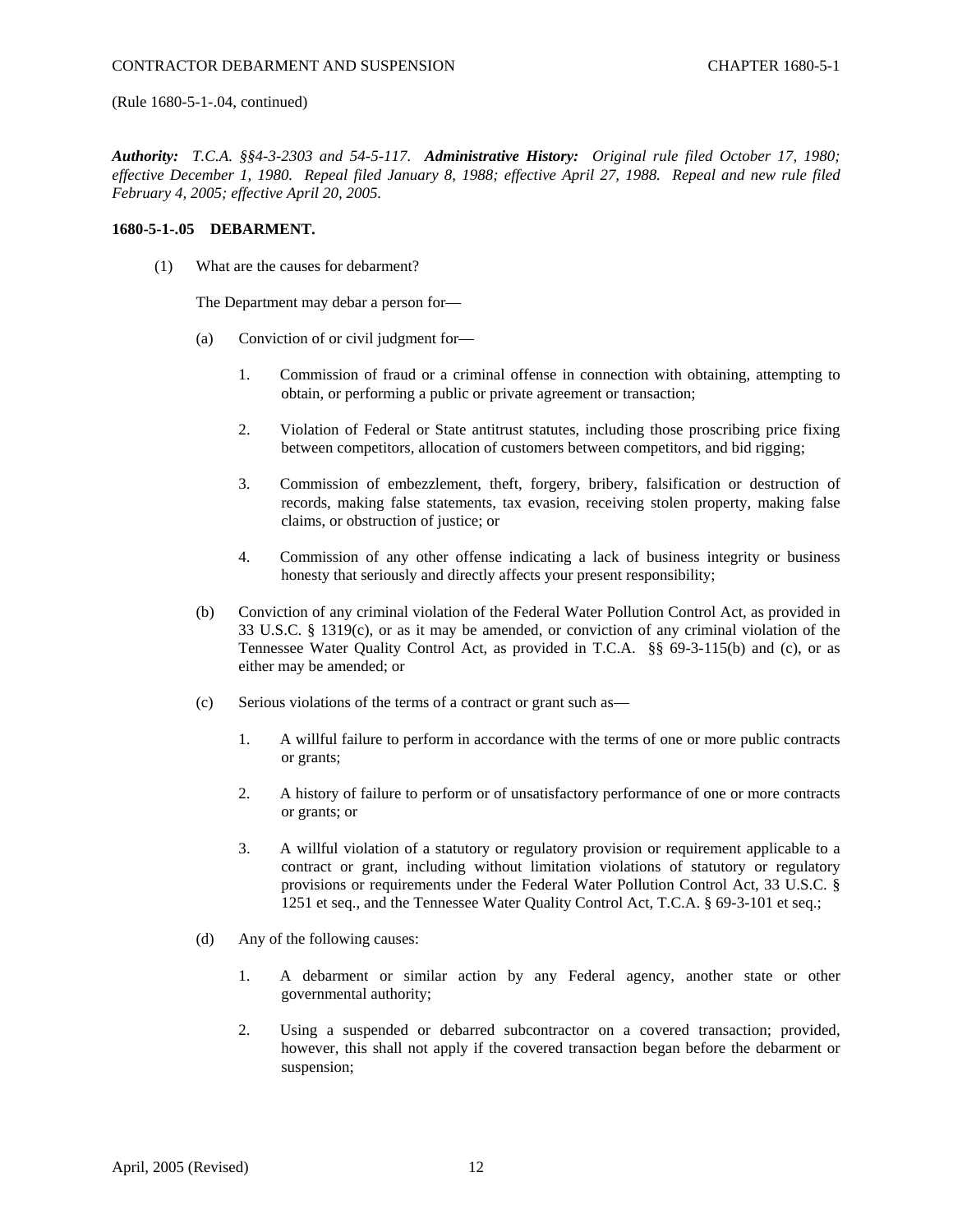(Rule 1680-5-1-.04, continued)

***Authority:*** *T.C.A. §§4-3-2303 and 54-5-117.* ***Administrative History:*** *Original rule filed October 17, 1980; effective December 1, 1980. Repeal filed January 8, 1988; effective April 27, 1988. Repeal and new rule filed February 4, 2005; effective April 20, 2005.*

**1680-5-1-.05 DEBARMENT.**

(1) What are the causes for debarment?

The Department may debar a person for—

(a) Conviction of or civil judgment for—

1. Commission of fraud or a criminal offense in connection with obtaining, attempting to obtain, or performing a public or private agreement or transaction;

2. Violation of Federal or State antitrust statutes, including those proscribing price fixing between competitors, allocation of customers between competitors, and bid rigging;

3. Commission of embezzlement, theft, forgery, bribery, falsification or destruction of records, making false statements, tax evasion, receiving stolen property, making false claims, or obstruction of justice; or

4. Commission of any other offense indicating a lack of business integrity or business honesty that seriously and directly affects your present responsibility;

(b) Conviction of any criminal violation of the Federal Water Pollution Control Act, as provided in 33 U.S.C. § 1319(c), or as it may be amended, or conviction of any criminal violation of the Tennessee Water Quality Control Act, as provided in T.C.A. §§ 69-3-115(b) and (c), or as either may be amended; or

(c) Serious violations of the terms of a contract or grant such as—

1. A willful failure to perform in accordance with the terms of one or more public contracts or grants;

2. A history of failure to perform or of unsatisfactory performance of one or more contracts or grants; or

3. A willful violation of a statutory or regulatory provision or requirement applicable to a contract or grant, including without limitation violations of statutory or regulatory provisions or requirements under the Federal Water Pollution Control Act, 33 U.S.C. § 1251 et seq., and the Tennessee Water Quality Control Act, T.C.A. § 69-3-101 et seq.;

(d) Any of the following causes:

1. A debarment or similar action by any Federal agency, another state or other governmental authority;

2. Using a suspended or debarred subcontractor on a covered transaction; provided, however, this shall not apply if the covered transaction began before the debarment or suspension;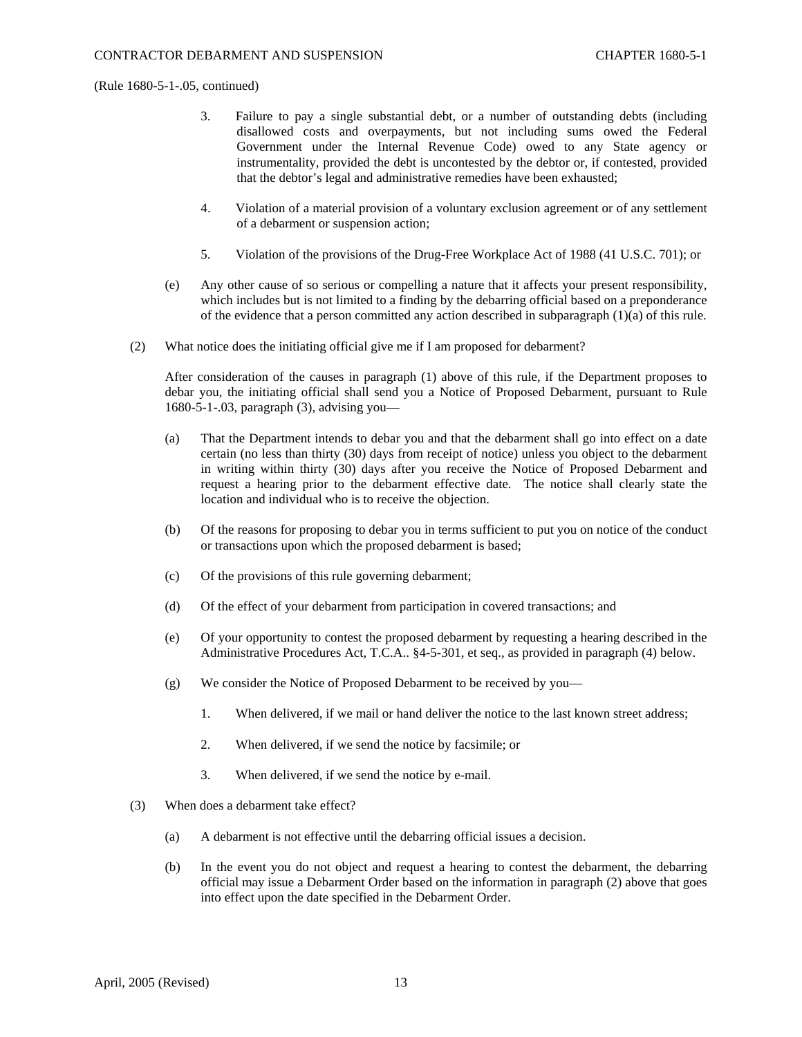(Rule 1680-5-1-.05, continued)

3. Failure to pay a single substantial debt, or a number of outstanding debts (including disallowed costs and overpayments, but not including sums owed the Federal Government under the Internal Revenue Code) owed to any State agency or instrumentality, provided the debt is uncontested by the debtor or, if contested, provided that the debtor's legal and administrative remedies have been exhausted;

4. Violation of a material provision of a voluntary exclusion agreement or of any settlement of a debarment or suspension action;

5. Violation of the provisions of the Drug-Free Workplace Act of 1988 (41 U.S.C. 701); or

(e) Any other cause of so serious or compelling a nature that it affects your present responsibility, which includes but is not limited to a finding by the debarring official based on a preponderance of the evidence that a person committed any action described in subparagraph (1)(a) of this rule.

(2) What notice does the initiating official give me if I am proposed for debarment?

After consideration of the causes in paragraph (1) above of this rule, if the Department proposes to debar you, the initiating official shall send you a Notice of Proposed Debarment, pursuant to Rule 1680-5-1-.03, paragraph (3), advising you—

(a) That the Department intends to debar you and that the debarment shall go into effect on a date certain (no less than thirty (30) days from receipt of notice) unless you object to the debarment in writing within thirty (30) days after you receive the Notice of Proposed Debarment and request a hearing prior to the debarment effective date. The notice shall clearly state the location and individual who is to receive the objection.

(b) Of the reasons for proposing to debar you in terms sufficient to put you on notice of the conduct or transactions upon which the proposed debarment is based;

(c) Of the provisions of this rule governing debarment;

(d) Of the effect of your debarment from participation in covered transactions; and

(e) Of your opportunity to contest the proposed debarment by requesting a hearing described in the Administrative Procedures Act, T.C.A.. §4-5-301, et seq., as provided in paragraph (4) below.

(g) We consider the Notice of Proposed Debarment to be received by you—

1. When delivered, if we mail or hand deliver the notice to the last known street address;

2. When delivered, if we send the notice by facsimile; or

3. When delivered, if we send the notice by e-mail.

(3) When does a debarment take effect?

(a) A debarment is not effective until the debarring official issues a decision.

(b) In the event you do not object and request a hearing to contest the debarment, the debarring official may issue a Debarment Order based on the information in paragraph (2) above that goes into effect upon the date specified in the Debarment Order.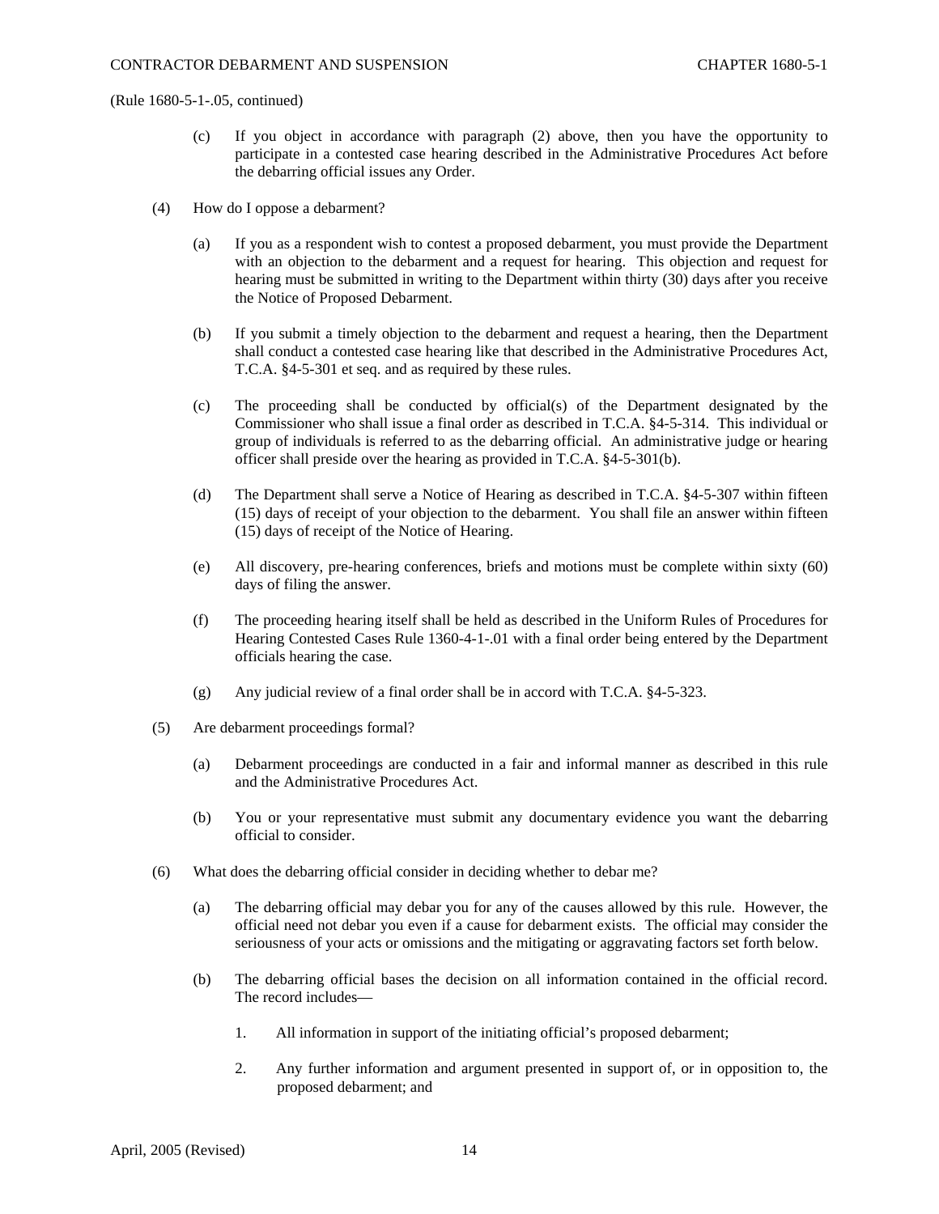(Rule 1680-5-1-.05, continued)

(c) If you object in accordance with paragraph (2) above, then you have the opportunity to participate in a contested case hearing described in the Administrative Procedures Act before the debarring official issues any Order.

(4) How do I oppose a debarment?

(a) If you as a respondent wish to contest a proposed debarment, you must provide the Department with an objection to the debarment and a request for hearing. This objection and request for hearing must be submitted in writing to the Department within thirty (30) days after you receive the Notice of Proposed Debarment.

(b) If you submit a timely objection to the debarment and request a hearing, then the Department shall conduct a contested case hearing like that described in the Administrative Procedures Act, T.C.A. §4-5-301 et seq. and as required by these rules.

(c) The proceeding shall be conducted by official(s) of the Department designated by the Commissioner who shall issue a final order as described in T.C.A. §4-5-314. This individual or group of individuals is referred to as the debarring official. An administrative judge or hearing officer shall preside over the hearing as provided in T.C.A. §4-5-301(b).

(d) The Department shall serve a Notice of Hearing as described in T.C.A. §4-5-307 within fifteen (15) days of receipt of your objection to the debarment. You shall file an answer within fifteen (15) days of receipt of the Notice of Hearing.

(e) All discovery, pre-hearing conferences, briefs and motions must be complete within sixty (60) days of filing the answer.

(f) The proceeding hearing itself shall be held as described in the Uniform Rules of Procedures for Hearing Contested Cases Rule 1360-4-1-.01 with a final order being entered by the Department officials hearing the case.

(g) Any judicial review of a final order shall be in accord with T.C.A. §4-5-323.

(5) Are debarment proceedings formal?

(a) Debarment proceedings are conducted in a fair and informal manner as described in this rule and the Administrative Procedures Act.

(b) You or your representative must submit any documentary evidence you want the debarring official to consider.

(6) What does the debarring official consider in deciding whether to debar me?

(a) The debarring official may debar you for any of the causes allowed by this rule. However, the official need not debar you even if a cause for debarment exists. The official may consider the seriousness of your acts or omissions and the mitigating or aggravating factors set forth below.

(b) The debarring official bases the decision on all information contained in the official record. The record includes—

1. All information in support of the initiating official's proposed debarment;

2. Any further information and argument presented in support of, or in opposition to, the proposed debarment; and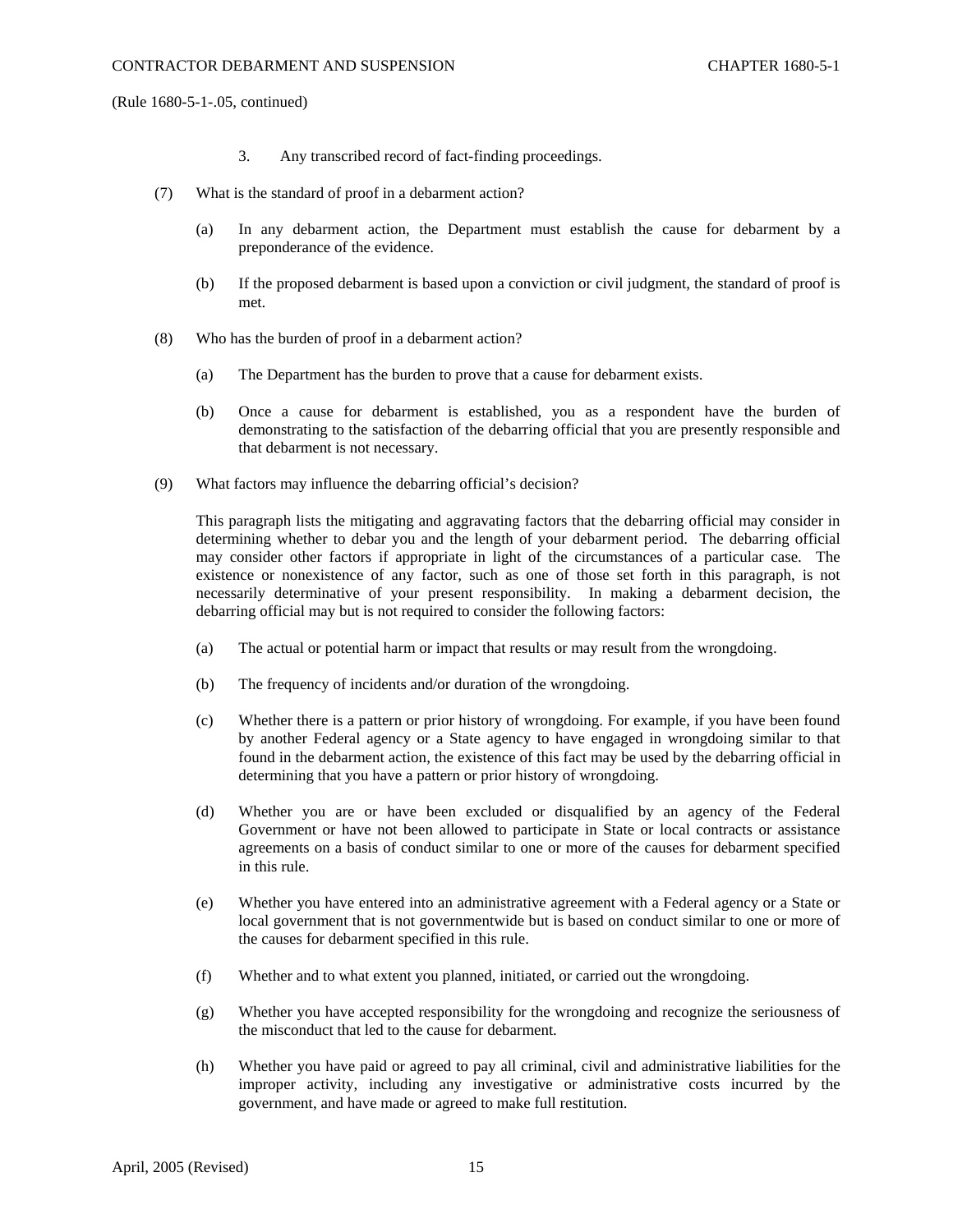(Rule 1680-5-1-.05, continued)

3. Any transcribed record of fact-finding proceedings.

(7) What is the standard of proof in a debarment action?

(a) In any debarment action, the Department must establish the cause for debarment by a preponderance of the evidence.

(b) If the proposed debarment is based upon a conviction or civil judgment, the standard of proof is met.

(8) Who has the burden of proof in a debarment action?

(a) The Department has the burden to prove that a cause for debarment exists.

(b) Once a cause for debarment is established, you as a respondent have the burden of demonstrating to the satisfaction of the debarring official that you are presently responsible and that debarment is not necessary.

(9) What factors may influence the debarring official's decision?

This paragraph lists the mitigating and aggravating factors that the debarring official may consider in determining whether to debar you and the length of your debarment period. The debarring official may consider other factors if appropriate in light of the circumstances of a particular case. The existence or nonexistence of any factor, such as one of those set forth in this paragraph, is not necessarily determinative of your present responsibility. In making a debarment decision, the debarring official may but is not required to consider the following factors:

(a) The actual or potential harm or impact that results or may result from the wrongdoing.

(b) The frequency of incidents and/or duration of the wrongdoing.

(c) Whether there is a pattern or prior history of wrongdoing. For example, if you have been found by another Federal agency or a State agency to have engaged in wrongdoing similar to that found in the debarment action, the existence of this fact may be used by the debarring official in determining that you have a pattern or prior history of wrongdoing.

(d) Whether you are or have been excluded or disqualified by an agency of the Federal Government or have not been allowed to participate in State or local contracts or assistance agreements on a basis of conduct similar to one or more of the causes for debarment specified in this rule.

(e) Whether you have entered into an administrative agreement with a Federal agency or a State or local government that is not governmentwide but is based on conduct similar to one or more of the causes for debarment specified in this rule.

(f) Whether and to what extent you planned, initiated, or carried out the wrongdoing.

(g) Whether you have accepted responsibility for the wrongdoing and recognize the seriousness of the misconduct that led to the cause for debarment.

(h) Whether you have paid or agreed to pay all criminal, civil and administrative liabilities for the improper activity, including any investigative or administrative costs incurred by the government, and have made or agreed to make full restitution.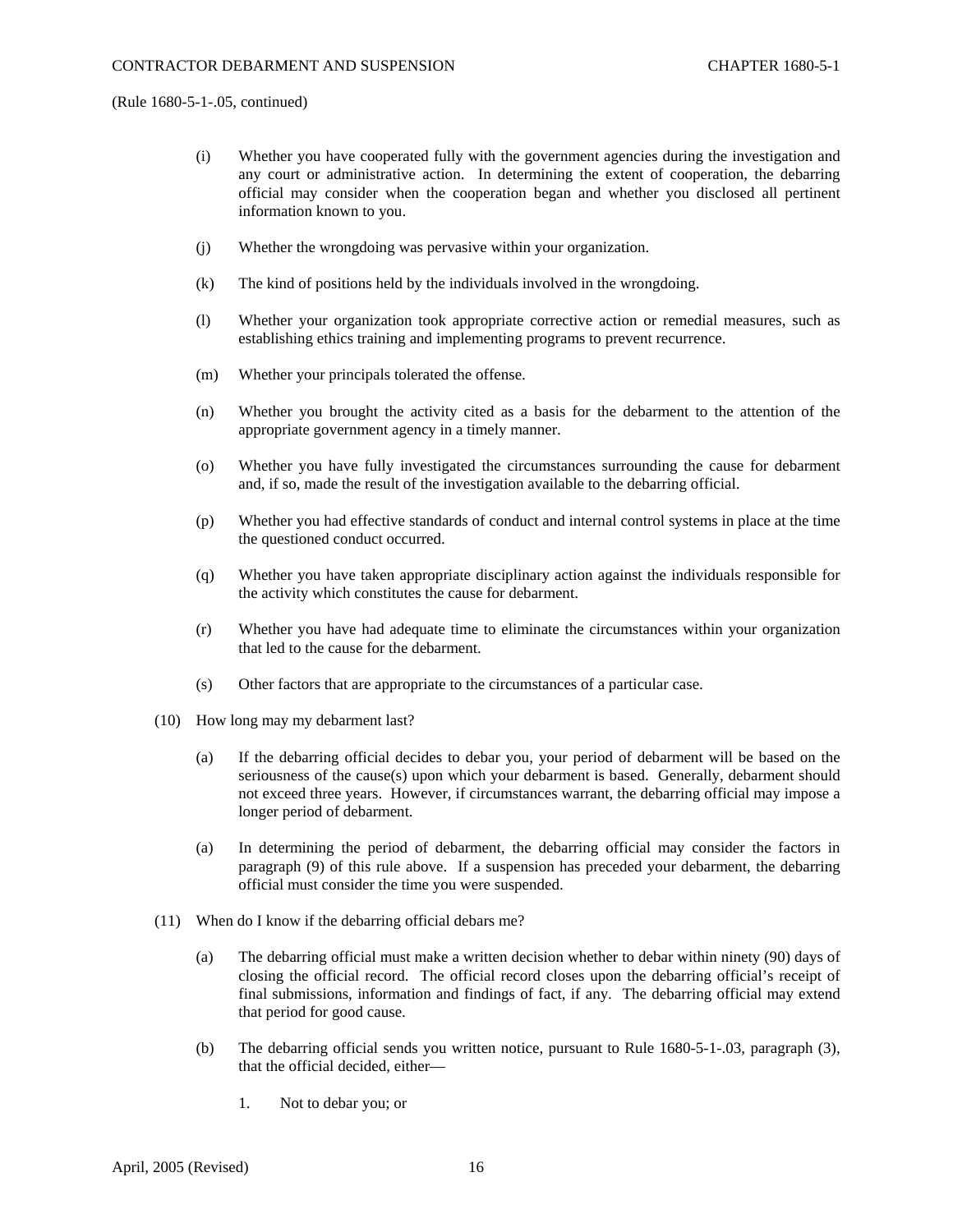(Rule 1680-5-1-.05, continued)

(i) Whether you have cooperated fully with the government agencies during the investigation and any court or administrative action. In determining the extent of cooperation, the debarring official may consider when the cooperation began and whether you disclosed all pertinent information known to you.

(j) Whether the wrongdoing was pervasive within your organization.

(k) The kind of positions held by the individuals involved in the wrongdoing.

(l) Whether your organization took appropriate corrective action or remedial measures, such as establishing ethics training and implementing programs to prevent recurrence.

(m) Whether your principals tolerated the offense.

(n) Whether you brought the activity cited as a basis for the debarment to the attention of the appropriate government agency in a timely manner.

(o) Whether you have fully investigated the circumstances surrounding the cause for debarment and, if so, made the result of the investigation available to the debarring official.

(p) Whether you had effective standards of conduct and internal control systems in place at the time the questioned conduct occurred.

(q) Whether you have taken appropriate disciplinary action against the individuals responsible for the activity which constitutes the cause for debarment.

(r) Whether you have had adequate time to eliminate the circumstances within your organization that led to the cause for the debarment.

(s) Other factors that are appropriate to the circumstances of a particular case.

(10) How long may my debarment last?

(a) If the debarring official decides to debar you, your period of debarment will be based on the seriousness of the cause(s) upon which your debarment is based. Generally, debarment should not exceed three years. However, if circumstances warrant, the debarring official may impose a longer period of debarment.

(a) In determining the period of debarment, the debarring official may consider the factors in paragraph (9) of this rule above. If a suspension has preceded your debarment, the debarring official must consider the time you were suspended.

(11) When do I know if the debarring official debars me?

(a) The debarring official must make a written decision whether to debar within ninety (90) days of closing the official record. The official record closes upon the debarring official's receipt of final submissions, information and findings of fact, if any. The debarring official may extend that period for good cause.

(b) The debarring official sends you written notice, pursuant to Rule 1680-5-1-.03, paragraph (3), that the official decided, either—

1. Not to debar you; or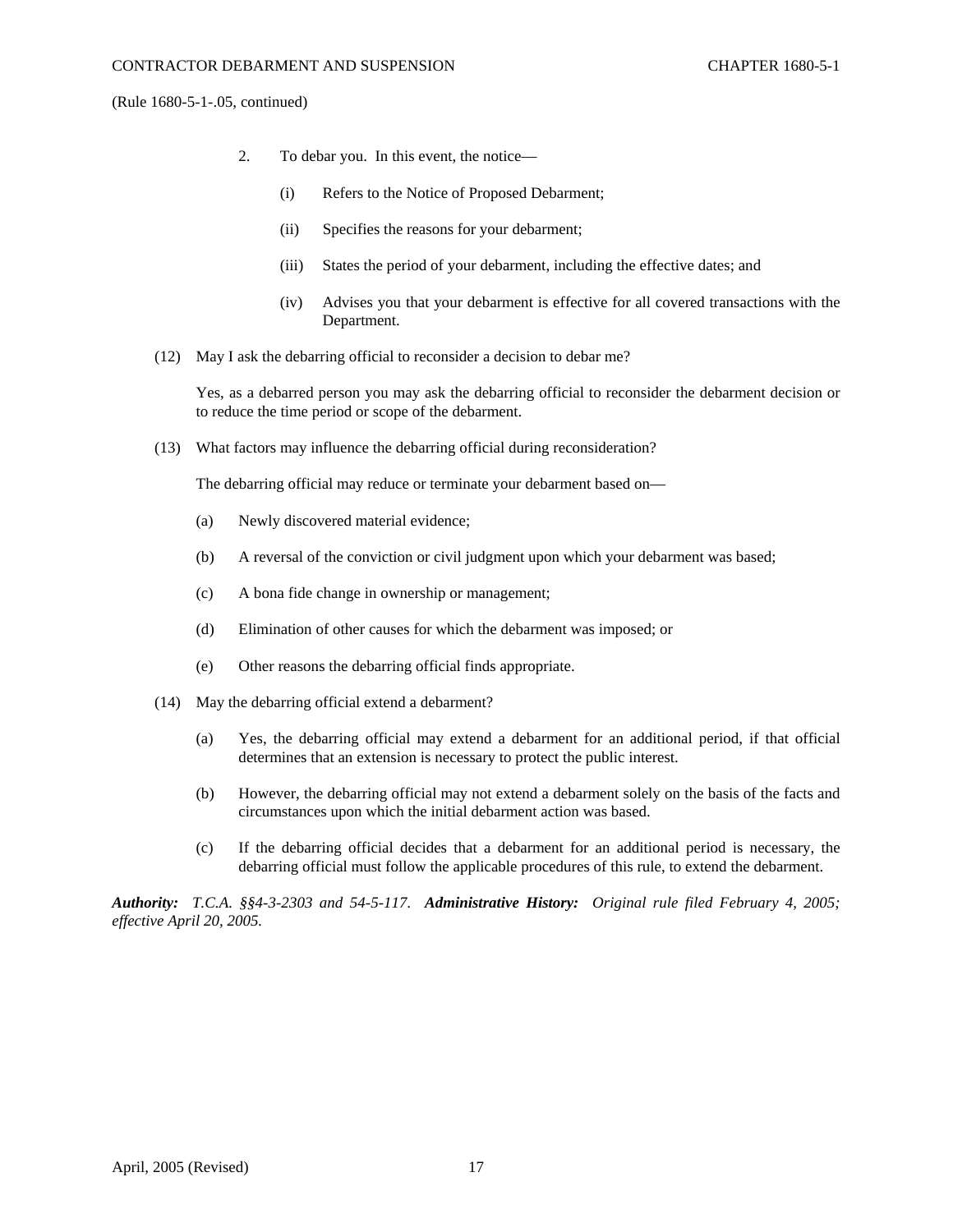(Rule 1680-5-1-.05, continued)

2. To debar you. In this event, the notice—

   (i) Refers to the Notice of Proposed Debarment;

   (ii) Specifies the reasons for your debarment;

   (iii) States the period of your debarment, including the effective dates; and

   (iv) Advises you that your debarment is effective for all covered transactions with the Department.

(12) May I ask the debarring official to reconsider a decision to debar me?

Yes, as a debarred person you may ask the debarring official to reconsider the debarment decision or to reduce the time period or scope of the debarment.

(13) What factors may influence the debarring official during reconsideration?

The debarring official may reduce or terminate your debarment based on—

(a) Newly discovered material evidence;

(b) A reversal of the conviction or civil judgment upon which your debarment was based;

(c) A bona fide change in ownership or management;

(d) Elimination of other causes for which the debarment was imposed; or

(e) Other reasons the debarring official finds appropriate.

(14) May the debarring official extend a debarment?

(a) Yes, the debarring official may extend a debarment for an additional period, if that official determines that an extension is necessary to protect the public interest.

(b) However, the debarring official may not extend a debarment solely on the basis of the facts and circumstances upon which the initial debarment action was based.

(c) If the debarring official decides that a debarment for an additional period is necessary, the debarring official must follow the applicable procedures of this rule, to extend the debarment.

***Authority:*** *T.C.A. §§4-3-2303 and 54-5-117.* ***Administrative History:*** *Original rule filed February 4, 2005; effective April 20, 2005.*